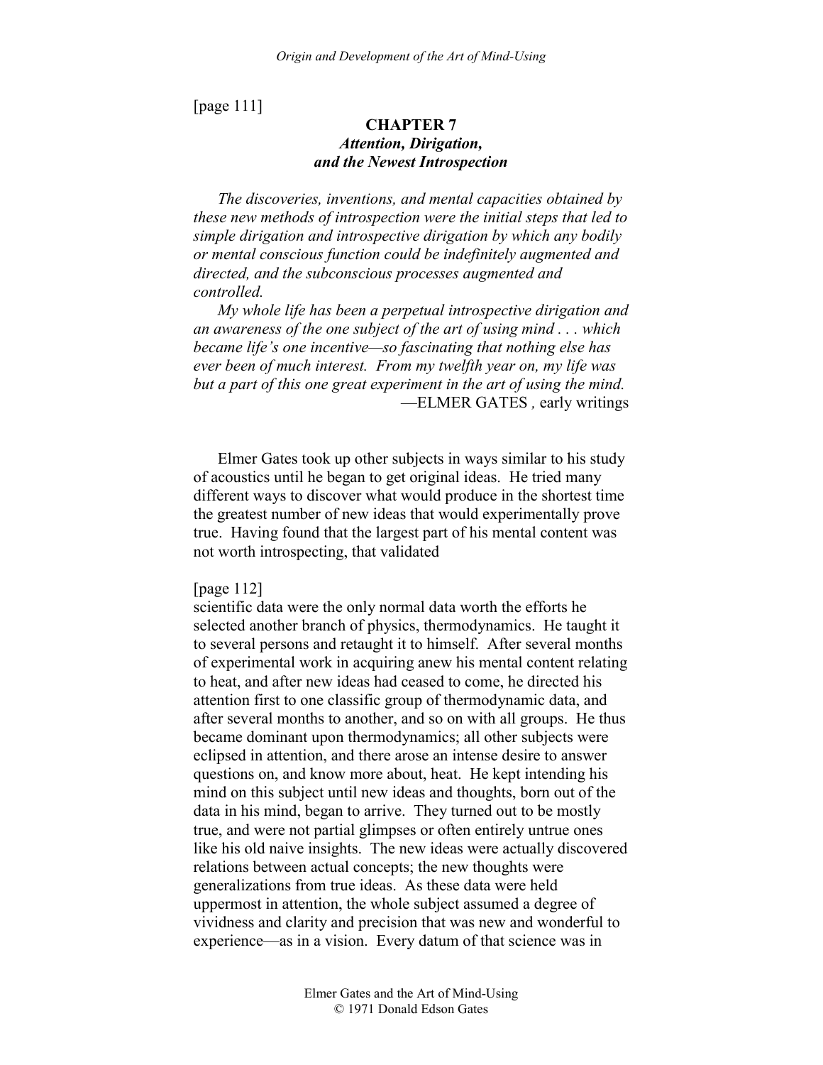[page 111]

## CHAPTER 7
### *Attention, Dirigation, and the Newest Introspection*

*The discoveries, inventions, and mental capacities obtained by these new methods of introspection were the initial steps that led to simple dirigation and introspective dirigation by which any bodily or mental conscious function could be indefinitely augmented and directed, and the subconscious processes augmented and controlled.*

*My whole life has been a perpetual introspective dirigation and an awareness of the one subject of the art of using mind . . . which became life's one incentive—so fascinating that nothing else has ever been of much interest. From my twelfth year on, my life was but a part of this one great experiment in the art of using the mind.*

—ELMER GATES , early writings

Elmer Gates took up other subjects in ways similar to his study of acoustics until he began to get original ideas. He tried many different ways to discover what would produce in the shortest time the greatest number of new ideas that would experimentally prove true. Having found that the largest part of his mental content was not worth introspecting, that validated

[page 112]

scientific data were the only normal data worth the efforts he selected another branch of physics, thermodynamics. He taught it to several persons and retaught it to himself. After several months of experimental work in acquiring anew his mental content relating to heat, and after new ideas had ceased to come, he directed his attention first to one classific group of thermodynamic data, and after several months to another, and so on with all groups. He thus became dominant upon thermodynamics; all other subjects were eclipsed in attention, and there arose an intense desire to answer questions on, and know more about, heat. He kept intending his mind on this subject until new ideas and thoughts, born out of the data in his mind, began to arrive. They turned out to be mostly true, and were not partial glimpses or often entirely untrue ones like his old naive insights. The new ideas were actually discovered relations between actual concepts; the new thoughts were generalizations from true ideas. As these data were held uppermost in attention, the whole subject assumed a degree of vividness and clarity and precision that was new and wonderful to experience—as in a vision. Every datum of that science was in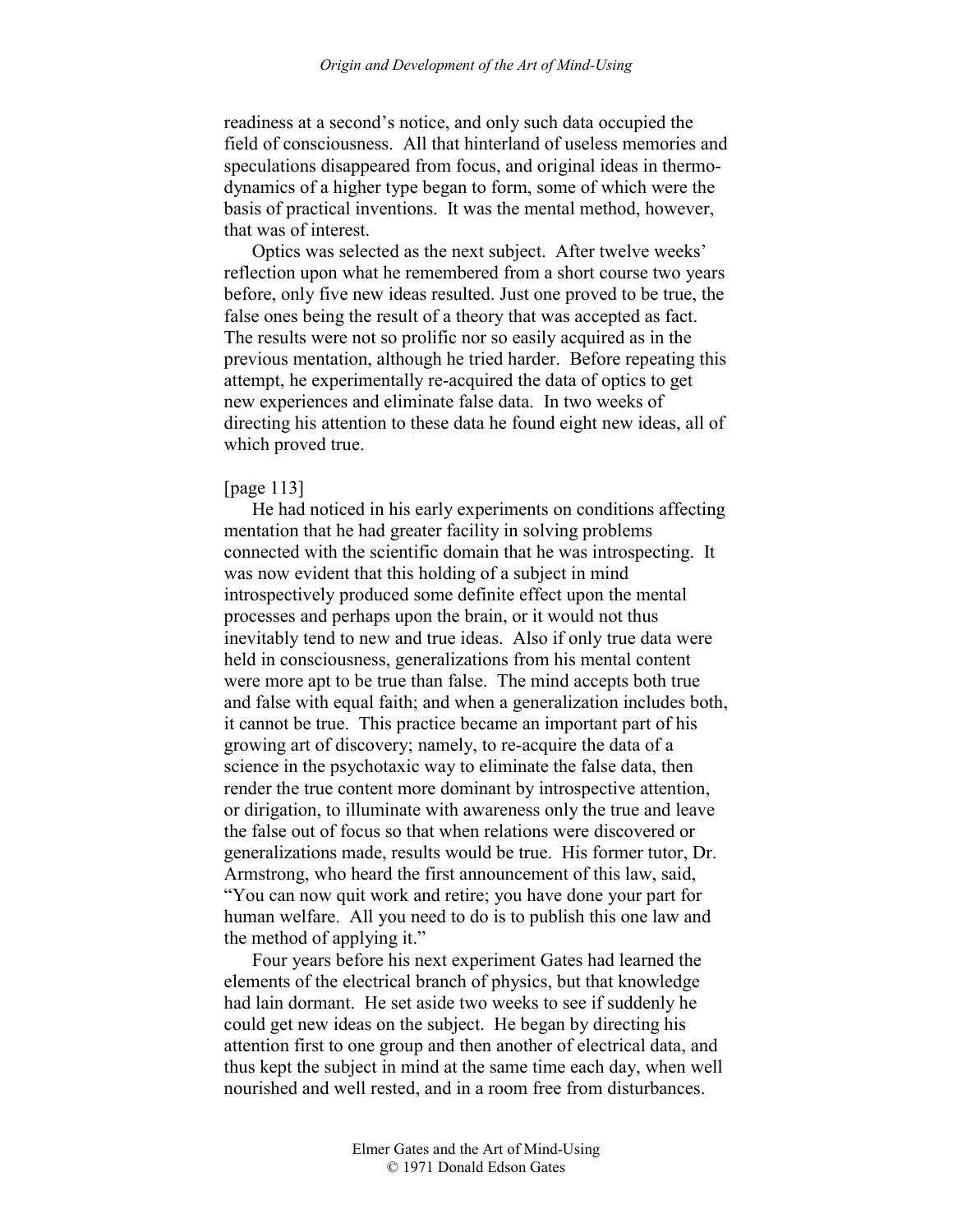readiness at a second's notice, and only such data occupied the field of consciousness. All that hinterland of useless memories and speculations disappeared from focus, and original ideas in thermodynamics of a higher type began to form, some of which were the basis of practical inventions. It was the mental method, however, that was of interest.

Optics was selected as the next subject. After twelve weeks' reflection upon what he remembered from a short course two years before, only five new ideas resulted. Just one proved to be true, the false ones being the result of a theory that was accepted as fact. The results were not so prolific nor so easily acquired as in the previous mentation, although he tried harder. Before repeating this attempt, he experimentally re-acquired the data of optics to get new experiences and eliminate false data. In two weeks of directing his attention to these data he found eight new ideas, all of which proved true.

[page 113]

He had noticed in his early experiments on conditions affecting mentation that he had greater facility in solving problems connected with the scientific domain that he was introspecting. It was now evident that this holding of a subject in mind introspectively produced some definite effect upon the mental processes and perhaps upon the brain, or it would not thus inevitably tend to new and true ideas. Also if only true data were held in consciousness, generalizations from his mental content were more apt to be true than false. The mind accepts both true and false with equal faith; and when a generalization includes both, it cannot be true. This practice became an important part of his growing art of discovery; namely, to re-acquire the data of a science in the psychotaxic way to eliminate the false data, then render the true content more dominant by introspective attention, or dirigation, to illuminate with awareness only the true and leave the false out of focus so that when relations were discovered or generalizations made, results would be true. His former tutor, Dr. Armstrong, who heard the first announcement of this law, said, "You can now quit work and retire; you have done your part for human welfare. All you need to do is to publish this one law and the method of applying it."

Four years before his next experiment Gates had learned the elements of the electrical branch of physics, but that knowledge had lain dormant. He set aside two weeks to see if suddenly he could get new ideas on the subject. He began by directing his attention first to one group and then another of electrical data, and thus kept the subject in mind at the same time each day, when well nourished and well rested, and in a room free from disturbances.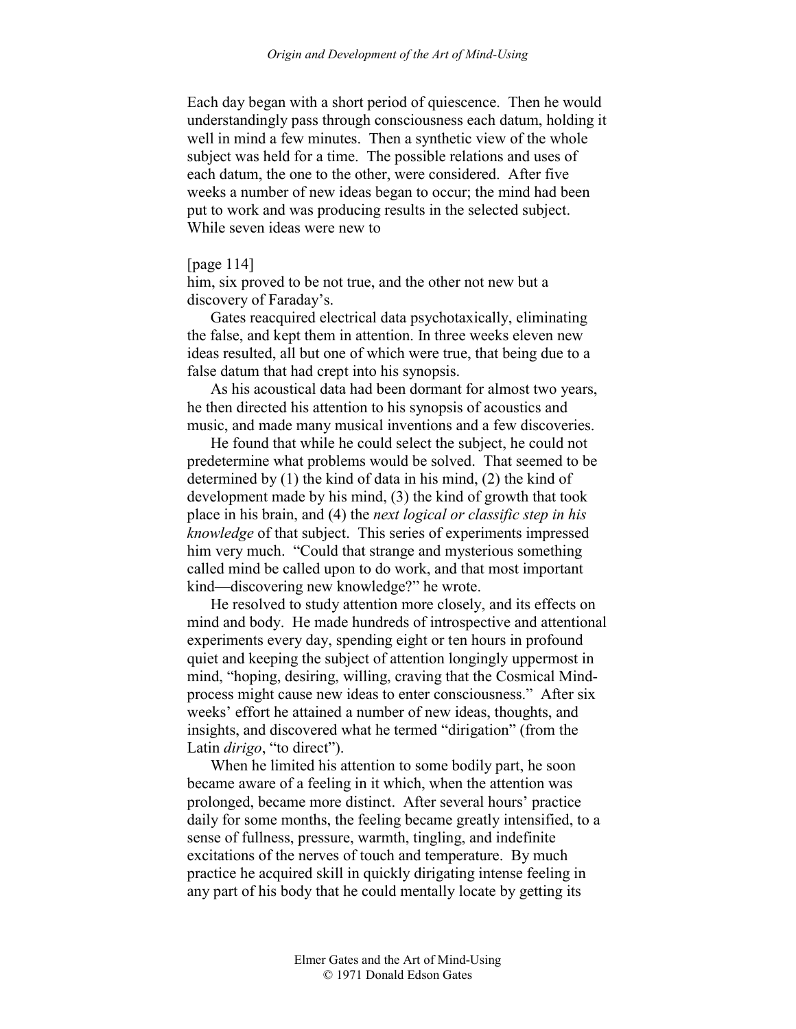Each day began with a short period of quiescence. Then he would understandingly pass through consciousness each datum, holding it well in mind a few minutes. Then a synthetic view of the whole subject was held for a time. The possible relations and uses of each datum, the one to the other, were considered. After five weeks a number of new ideas began to occur; the mind had been put to work and was producing results in the selected subject. While seven ideas were new to

[page 114]
him, six proved to be not true, and the other not new but a discovery of Faraday's.

Gates reacquired electrical data psychotaxically, eliminating the false, and kept them in attention. In three weeks eleven new ideas resulted, all but one of which were true, that being due to a false datum that had crept into his synopsis.

As his acoustical data had been dormant for almost two years, he then directed his attention to his synopsis of acoustics and music, and made many musical inventions and a few discoveries.

He found that while he could select the subject, he could not predetermine what problems would be solved. That seemed to be determined by (1) the kind of data in his mind, (2) the kind of development made by his mind, (3) the kind of growth that took place in his brain, and (4) the *next logical or classific step in his knowledge* of that subject. This series of experiments impressed him very much. "Could that strange and mysterious something called mind be called upon to do work, and that most important kind—discovering new knowledge?" he wrote.

He resolved to study attention more closely, and its effects on mind and body. He made hundreds of introspective and attentional experiments every day, spending eight or ten hours in profound quiet and keeping the subject of attention longingly uppermost in mind, "hoping, desiring, willing, craving that the Cosmical Mind-process might cause new ideas to enter consciousness." After six weeks' effort he attained a number of new ideas, thoughts, and insights, and discovered what he termed "dirigation" (from the Latin *dirigo*, "to direct").

When he limited his attention to some bodily part, he soon became aware of a feeling in it which, when the attention was prolonged, became more distinct. After several hours' practice daily for some months, the feeling became greatly intensified, to a sense of fullness, pressure, warmth, tingling, and indefinite excitations of the nerves of touch and temperature. By much practice he acquired skill in quickly dirigating intense feeling in any part of his body that he could mentally locate by getting its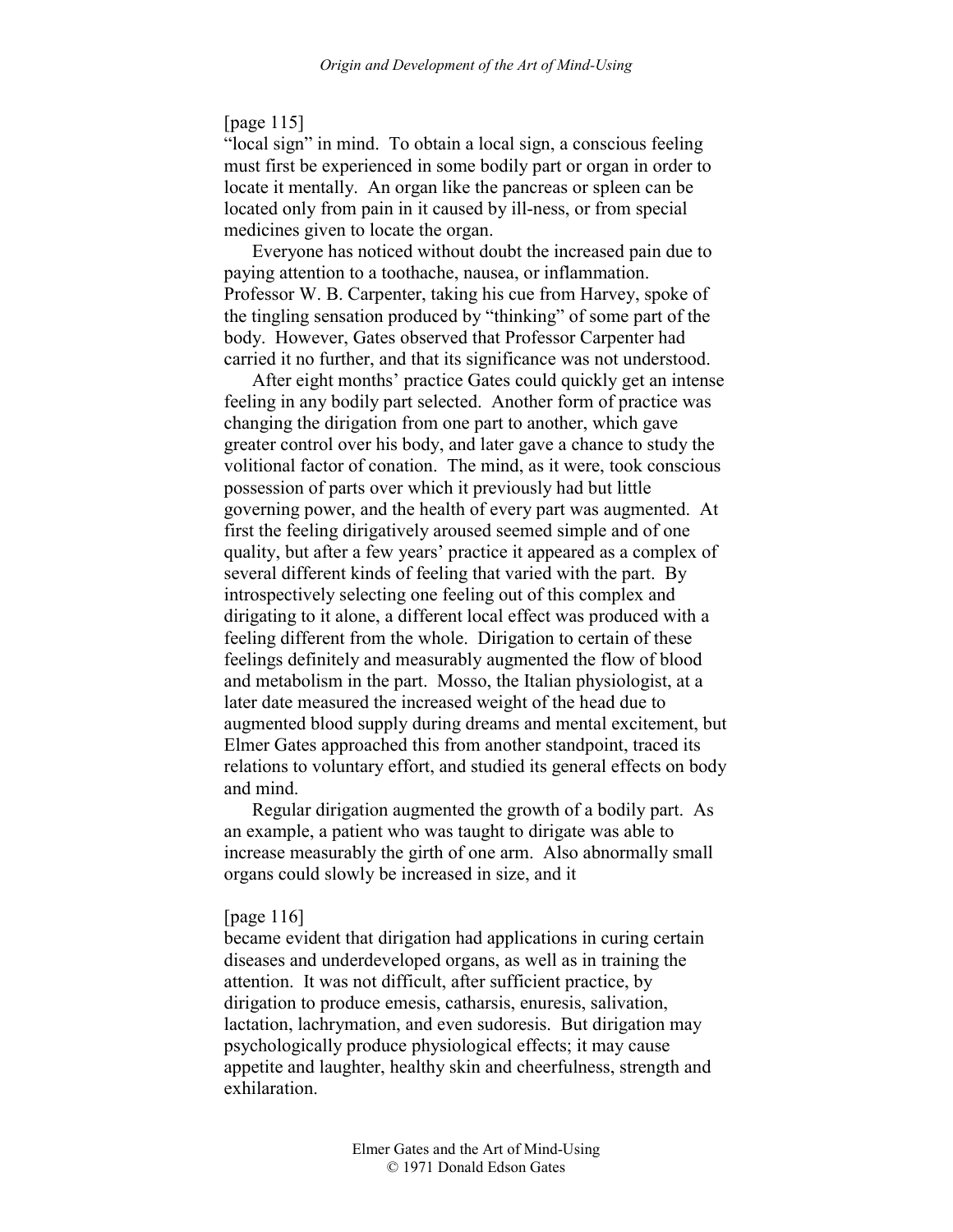[page 115]
"local sign" in mind. To obtain a local sign, a conscious feeling must first be experienced in some bodily part or organ in order to locate it mentally. An organ like the pancreas or spleen can be located only from pain in it caused by ill-ness, or from special medicines given to locate the organ.

Everyone has noticed without doubt the increased pain due to paying attention to a toothache, nausea, or inflammation. Professor W. B. Carpenter, taking his cue from Harvey, spoke of the tingling sensation produced by "thinking" of some part of the body. However, Gates observed that Professor Carpenter had carried it no further, and that its significance was not understood.

After eight months' practice Gates could quickly get an intense feeling in any bodily part selected. Another form of practice was changing the dirigation from one part to another, which gave greater control over his body, and later gave a chance to study the volitional factor of conation. The mind, as it were, took conscious possession of parts over which it previously had but little governing power, and the health of every part was augmented. At first the feeling dirigatively aroused seemed simple and of one quality, but after a few years' practice it appeared as a complex of several different kinds of feeling that varied with the part. By introspectively selecting one feeling out of this complex and dirigating to it alone, a different local effect was produced with a feeling different from the whole. Dirigation to certain of these feelings definitely and measurably augmented the flow of blood and metabolism in the part. Mosso, the Italian physiologist, at a later date measured the increased weight of the head due to augmented blood supply during dreams and mental excitement, but Elmer Gates approached this from another standpoint, traced its relations to voluntary effort, and studied its general effects on body and mind.

Regular dirigation augmented the growth of a bodily part. As an example, a patient who was taught to dirigate was able to increase measurably the girth of one arm. Also abnormally small organs could slowly be increased in size, and it

[page 116]
became evident that dirigation had applications in curing certain diseases and underdeveloped organs, as well as in training the attention. It was not difficult, after sufficient practice, by dirigation to produce emesis, catharsis, enuresis, salivation, lactation, lachrymation, and even sudoresis. But dirigation may psychologically produce physiological effects; it may cause appetite and laughter, healthy skin and cheerfulness, strength and exhilaration.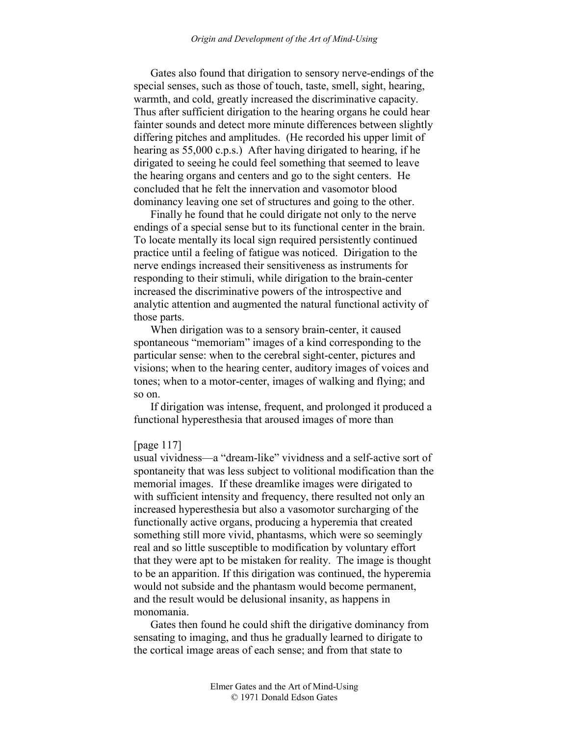Gates also found that dirigation to sensory nerve-endings of the special senses, such as those of touch, taste, smell, sight, hearing, warmth, and cold, greatly increased the discriminative capacity. Thus after sufficient dirigation to the hearing organs he could hear fainter sounds and detect more minute differences between slightly differing pitches and amplitudes. (He recorded his upper limit of hearing as 55,000 c.p.s.) After having dirigated to hearing, if he dirigated to seeing he could feel something that seemed to leave the hearing organs and centers and go to the sight centers. He concluded that he felt the innervation and vasomotor blood dominancy leaving one set of structures and going to the other.

Finally he found that he could dirigate not only to the nerve endings of a special sense but to its functional center in the brain. To locate mentally its local sign required persistently continued practice until a feeling of fatigue was noticed. Dirigation to the nerve endings increased their sensitiveness as instruments for responding to their stimuli, while dirigation to the brain-center increased the discriminative powers of the introspective and analytic attention and augmented the natural functional activity of those parts.

When dirigation was to a sensory brain-center, it caused spontaneous "memoriam" images of a kind corresponding to the particular sense: when to the cerebral sight-center, pictures and visions; when to the hearing center, auditory images of voices and tones; when to a motor-center, images of walking and flying; and so on.

If dirigation was intense, frequent, and prolonged it produced a functional hyperesthesia that aroused images of more than

[page 117]

usual vividness—a "dream-like" vividness and a self-active sort of spontaneity that was less subject to volitional modification than the memorial images. If these dreamlike images were dirigated to with sufficient intensity and frequency, there resulted not only an increased hyperesthesia but also a vasomotor surcharging of the functionally active organs, producing a hyperemia that created something still more vivid, phantasms, which were so seemingly real and so little susceptible to modification by voluntary effort that they were apt to be mistaken for reality. The image is thought to be an apparition. If this dirigation was continued, the hyperemia would not subside and the phantasm would become permanent, and the result would be delusional insanity, as happens in monomania.

Gates then found he could shift the dirigative dominancy from sensating to imaging, and thus he gradually learned to dirigate to the cortical image areas of each sense; and from that state to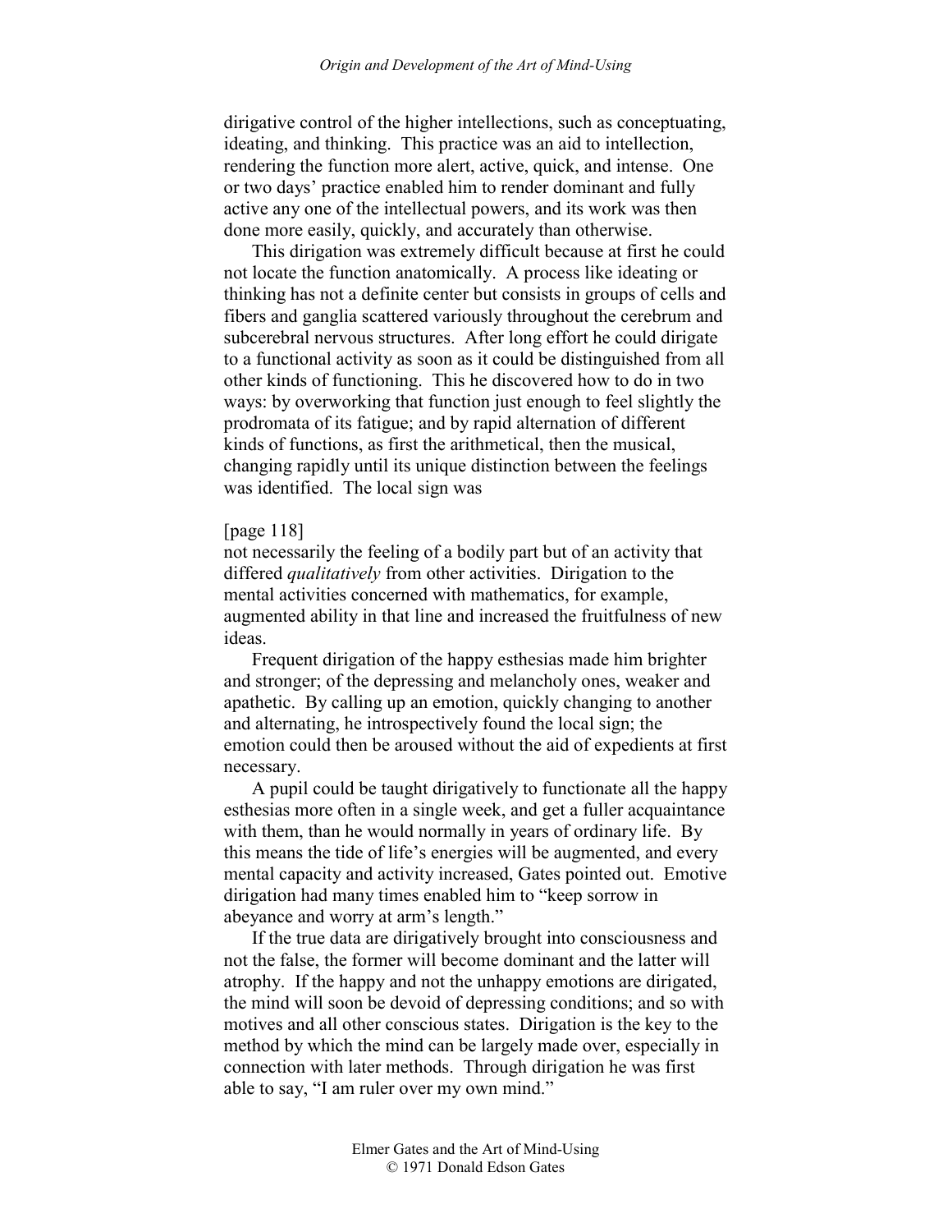dirigative control of the higher intellections, such as conceptuating, ideating, and thinking. This practice was an aid to intellection, rendering the function more alert, active, quick, and intense. One or two days' practice enabled him to render dominant and fully active any one of the intellectual powers, and its work was then done more easily, quickly, and accurately than otherwise.

This dirigation was extremely difficult because at first he could not locate the function anatomically. A process like ideating or thinking has not a definite center but consists in groups of cells and fibers and ganglia scattered variously throughout the cerebrum and subcerebral nervous structures. After long effort he could dirigate to a functional activity as soon as it could be distinguished from all other kinds of functioning. This he discovered how to do in two ways: by overworking that function just enough to feel slightly the prodromata of its fatigue; and by rapid alternation of different kinds of functions, as first the arithmetical, then the musical, changing rapidly until its unique distinction between the feelings was identified. The local sign was

[page 118]

not necessarily the feeling of a bodily part but of an activity that differed *qualitatively* from other activities. Dirigation to the mental activities concerned with mathematics, for example, augmented ability in that line and increased the fruitfulness of new ideas.

Frequent dirigation of the happy esthesias made him brighter and stronger; of the depressing and melancholy ones, weaker and apathetic. By calling up an emotion, quickly changing to another and alternating, he introspectively found the local sign; the emotion could then be aroused without the aid of expedients at first necessary.

A pupil could be taught dirigatively to functionate all the happy esthesias more often in a single week, and get a fuller acquaintance with them, than he would normally in years of ordinary life. By this means the tide of life's energies will be augmented, and every mental capacity and activity increased, Gates pointed out. Emotive dirigation had many times enabled him to "keep sorrow in abeyance and worry at arm's length."

If the true data are dirigatively brought into consciousness and not the false, the former will become dominant and the latter will atrophy. If the happy and not the unhappy emotions are dirigated, the mind will soon be devoid of depressing conditions; and so with motives and all other conscious states. Dirigation is the key to the method by which the mind can be largely made over, especially in connection with later methods. Through dirigation he was first able to say, "I am ruler over my own mind."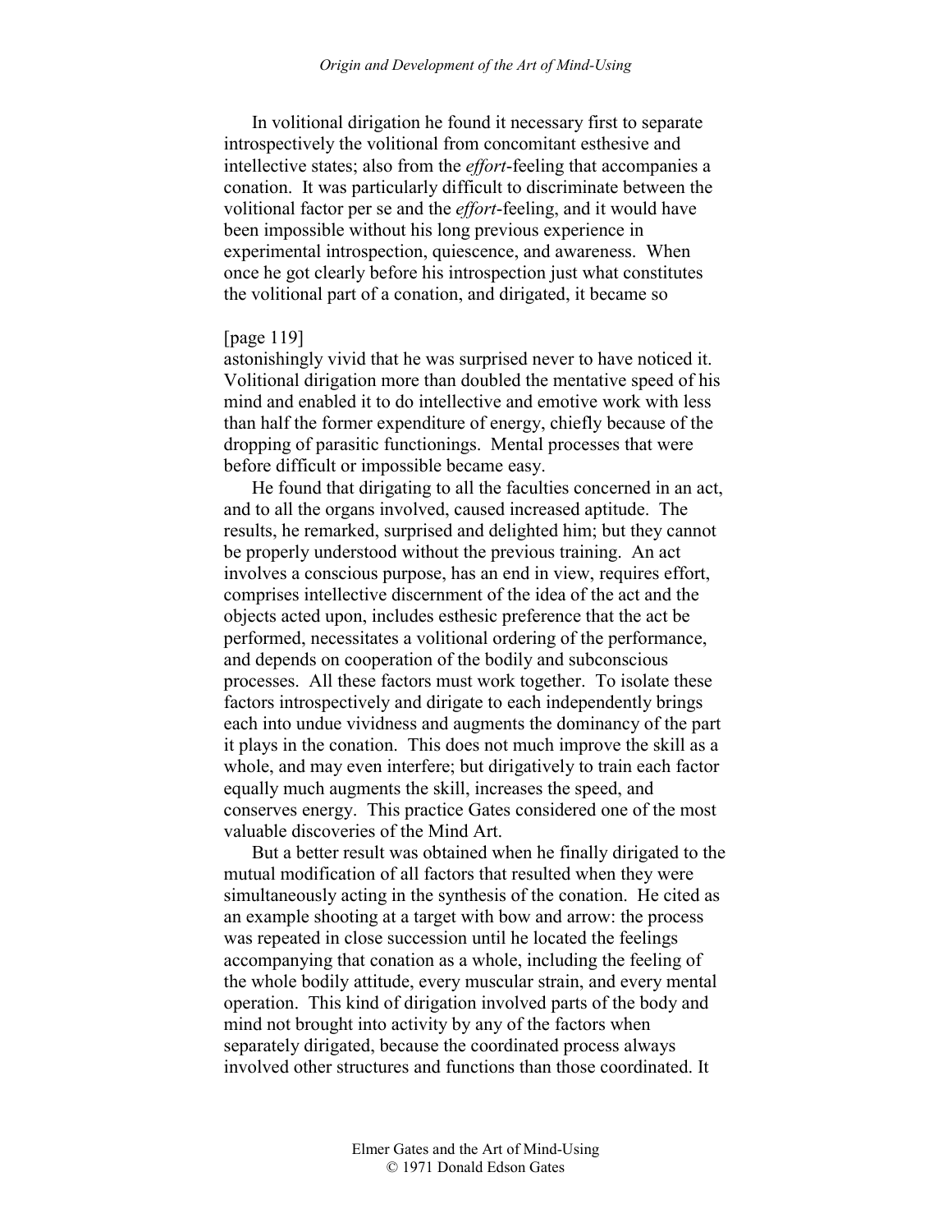In volitional dirigation he found it necessary first to separate introspectively the volitional from concomitant esthesive and intellective states; also from the *effort*-feeling that accompanies a conation. It was particularly difficult to discriminate between the volitional factor per se and the *effort*-feeling, and it would have been impossible without his long previous experience in experimental introspection, quiescence, and awareness. When once he got clearly before his introspection just what constitutes the volitional part of a conation, and dirigated, it became so

[page 119]

astonishingly vivid that he was surprised never to have noticed it. Volitional dirigation more than doubled the mentative speed of his mind and enabled it to do intellective and emotive work with less than half the former expenditure of energy, chiefly because of the dropping of parasitic functionings. Mental processes that were before difficult or impossible became easy.

He found that dirigating to all the faculties concerned in an act, and to all the organs involved, caused increased aptitude. The results, he remarked, surprised and delighted him; but they cannot be properly understood without the previous training. An act involves a conscious purpose, has an end in view, requires effort, comprises intellective discernment of the idea of the act and the objects acted upon, includes esthesic preference that the act be performed, necessitates a volitional ordering of the performance, and depends on cooperation of the bodily and subconscious processes. All these factors must work together. To isolate these factors introspectively and dirigate to each independently brings each into undue vividness and augments the dominancy of the part it plays in the conation. This does not much improve the skill as a whole, and may even interfere; but dirigatively to train each factor equally much augments the skill, increases the speed, and conserves energy. This practice Gates considered one of the most valuable discoveries of the Mind Art.

But a better result was obtained when he finally dirigated to the mutual modification of all factors that resulted when they were simultaneously acting in the synthesis of the conation. He cited as an example shooting at a target with bow and arrow: the process was repeated in close succession until he located the feelings accompanying that conation as a whole, including the feeling of the whole bodily attitude, every muscular strain, and every mental operation. This kind of dirigation involved parts of the body and mind not brought into activity by any of the factors when separately dirigated, because the coordinated process always involved other structures and functions than those coordinated. It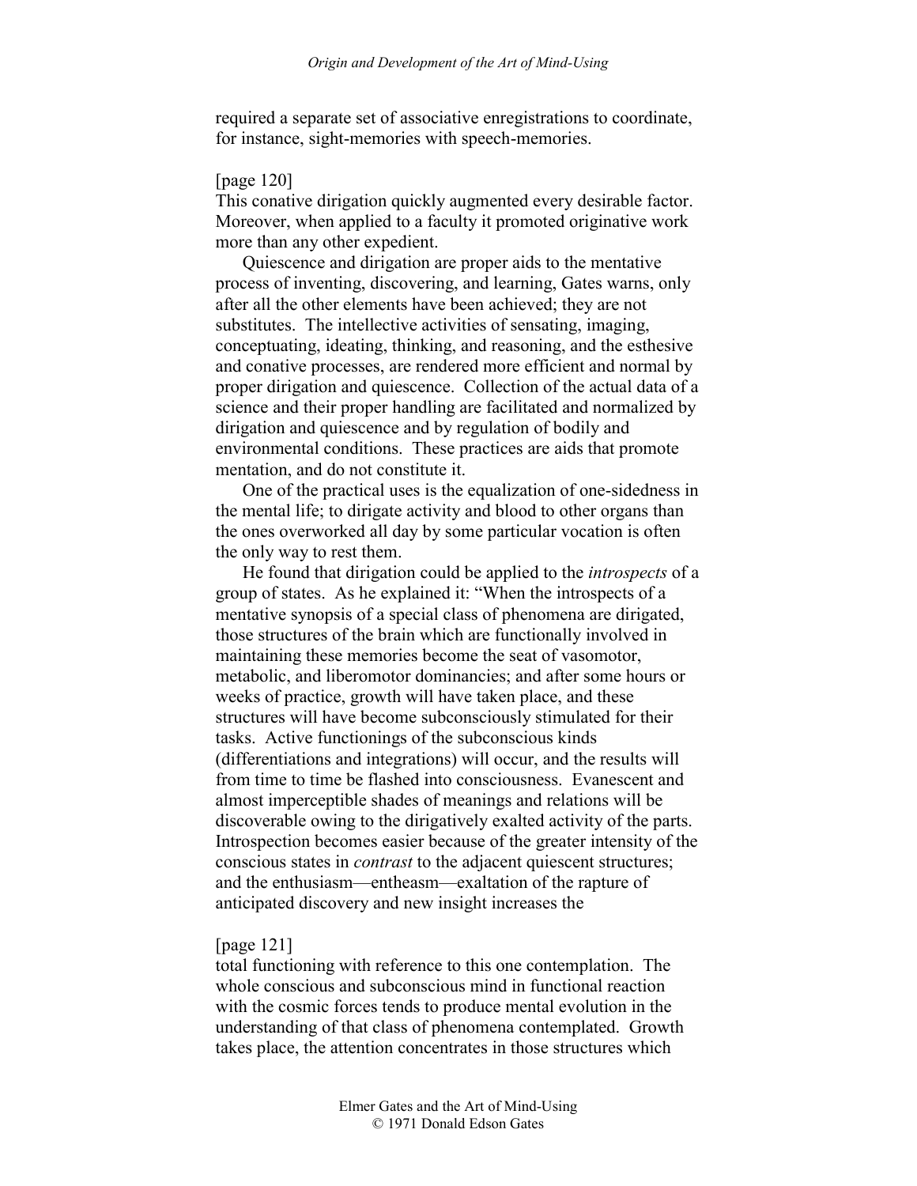required a separate set of associative enregistrations to coordinate, for instance, sight-memories with speech-memories.

[page 120]
This conative dirigation quickly augmented every desirable factor. Moreover, when applied to a faculty it promoted originative work more than any other expedient.

Quiescence and dirigation are proper aids to the mentative process of inventing, discovering, and learning, Gates warns, only after all the other elements have been achieved; they are not substitutes. The intellective activities of sensating, imaging, conceptuating, ideating, thinking, and reasoning, and the esthesive and conative processes, are rendered more efficient and normal by proper dirigation and quiescence. Collection of the actual data of a science and their proper handling are facilitated and normalized by dirigation and quiescence and by regulation of bodily and environmental conditions. These practices are aids that promote mentation, and do not constitute it.

One of the practical uses is the equalization of one-sidedness in the mental life; to dirigate activity and blood to other organs than the ones overworked all day by some particular vocation is often the only way to rest them.

He found that dirigation could be applied to the *introspects* of a group of states. As he explained it: "When the introspects of a mentative synopsis of a special class of phenomena are dirigated, those structures of the brain which are functionally involved in maintaining these memories become the seat of vasomotor, metabolic, and liberomotor dominancies; and after some hours or weeks of practice, growth will have taken place, and these structures will have become subconsciously stimulated for their tasks. Active functionings of the subconscious kinds (differentiations and integrations) will occur, and the results will from time to time be flashed into consciousness. Evanescent and almost imperceptible shades of meanings and relations will be discoverable owing to the dirigatively exalted activity of the parts. Introspection becomes easier because of the greater intensity of the conscious states in *contrast* to the adjacent quiescent structures; and the enthusiasm—entheasm—exaltation of the rapture of anticipated discovery and new insight increases the

[page 121]
total functioning with reference to this one contemplation. The whole conscious and subconscious mind in functional reaction with the cosmic forces tends to produce mental evolution in the understanding of that class of phenomena contemplated. Growth takes place, the attention concentrates in those structures which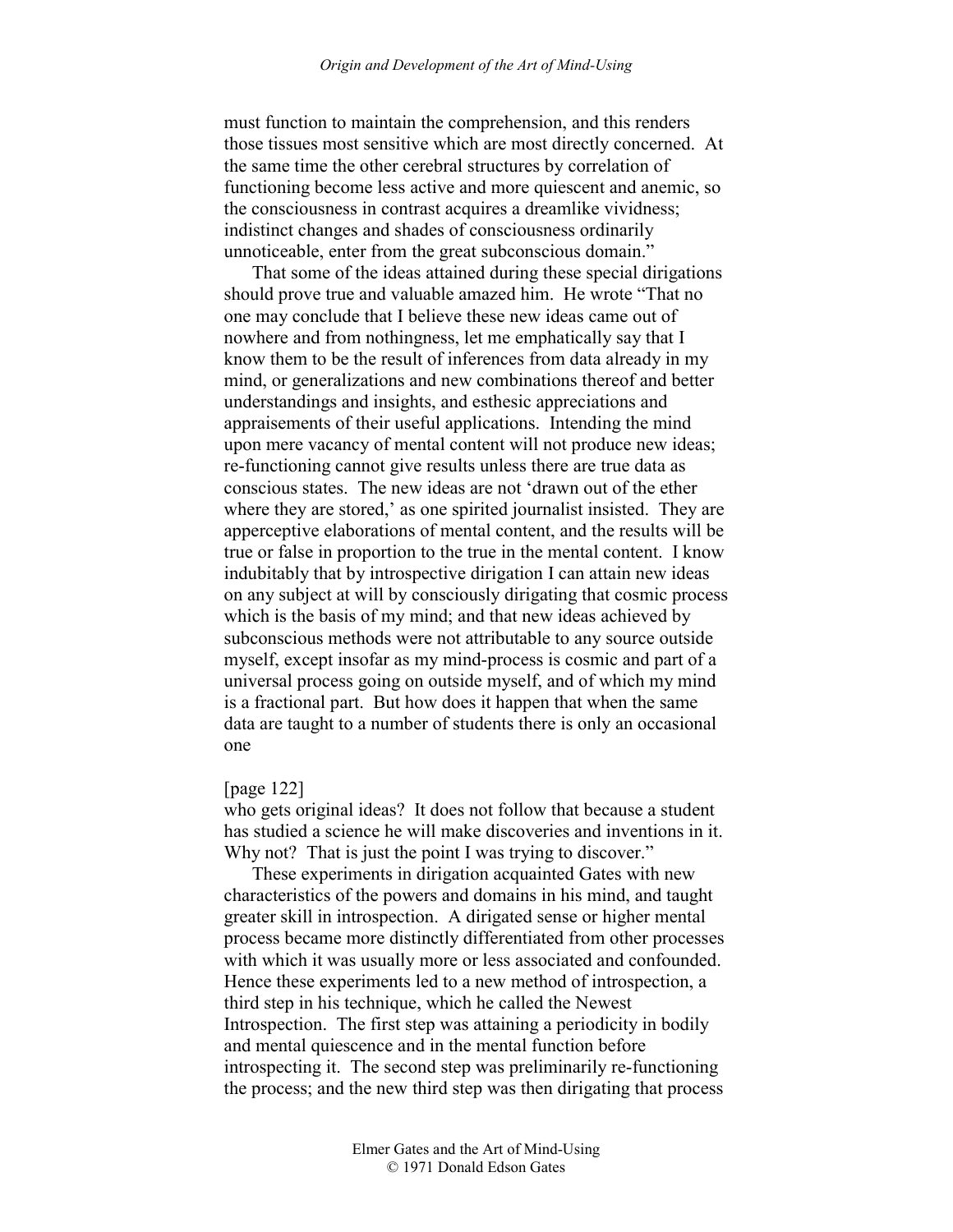must function to maintain the comprehension, and this renders those tissues most sensitive which are most directly concerned. At the same time the other cerebral structures by correlation of functioning become less active and more quiescent and anemic, so the consciousness in contrast acquires a dreamlike vividness; indistinct changes and shades of consciousness ordinarily unnoticeable, enter from the great subconscious domain."

That some of the ideas attained during these special dirigations should prove true and valuable amazed him. He wrote "That no one may conclude that I believe these new ideas came out of nowhere and from nothingness, let me emphatically say that I know them to be the result of inferences from data already in my mind, or generalizations and new combinations thereof and better understandings and insights, and esthesic appreciations and appraisements of their useful applications. Intending the mind upon mere vacancy of mental content will not produce new ideas; re-functioning cannot give results unless there are true data as conscious states. The new ideas are not 'drawn out of the ether where they are stored,' as one spirited journalist insisted. They are apperceptive elaborations of mental content, and the results will be true or false in proportion to the true in the mental content. I know indubitably that by introspective dirigation I can attain new ideas on any subject at will by consciously dirigating that cosmic process which is the basis of my mind; and that new ideas achieved by subconscious methods were not attributable to any source outside myself, except insofar as my mind-process is cosmic and part of a universal process going on outside myself, and of which my mind is a fractional part. But how does it happen that when the same data are taught to a number of students there is only an occasional one

[page 122]
who gets original ideas? It does not follow that because a student has studied a science he will make discoveries and inventions in it. Why not? That is just the point I was trying to discover."

These experiments in dirigation acquainted Gates with new characteristics of the powers and domains in his mind, and taught greater skill in introspection. A dirigated sense or higher mental process became more distinctly differentiated from other processes with which it was usually more or less associated and confounded. Hence these experiments led to a new method of introspection, a third step in his technique, which he called the Newest Introspection. The first step was attaining a periodicity in bodily and mental quiescence and in the mental function before introspecting it. The second step was preliminarily re-functioning the process; and the new third step was then dirigating that process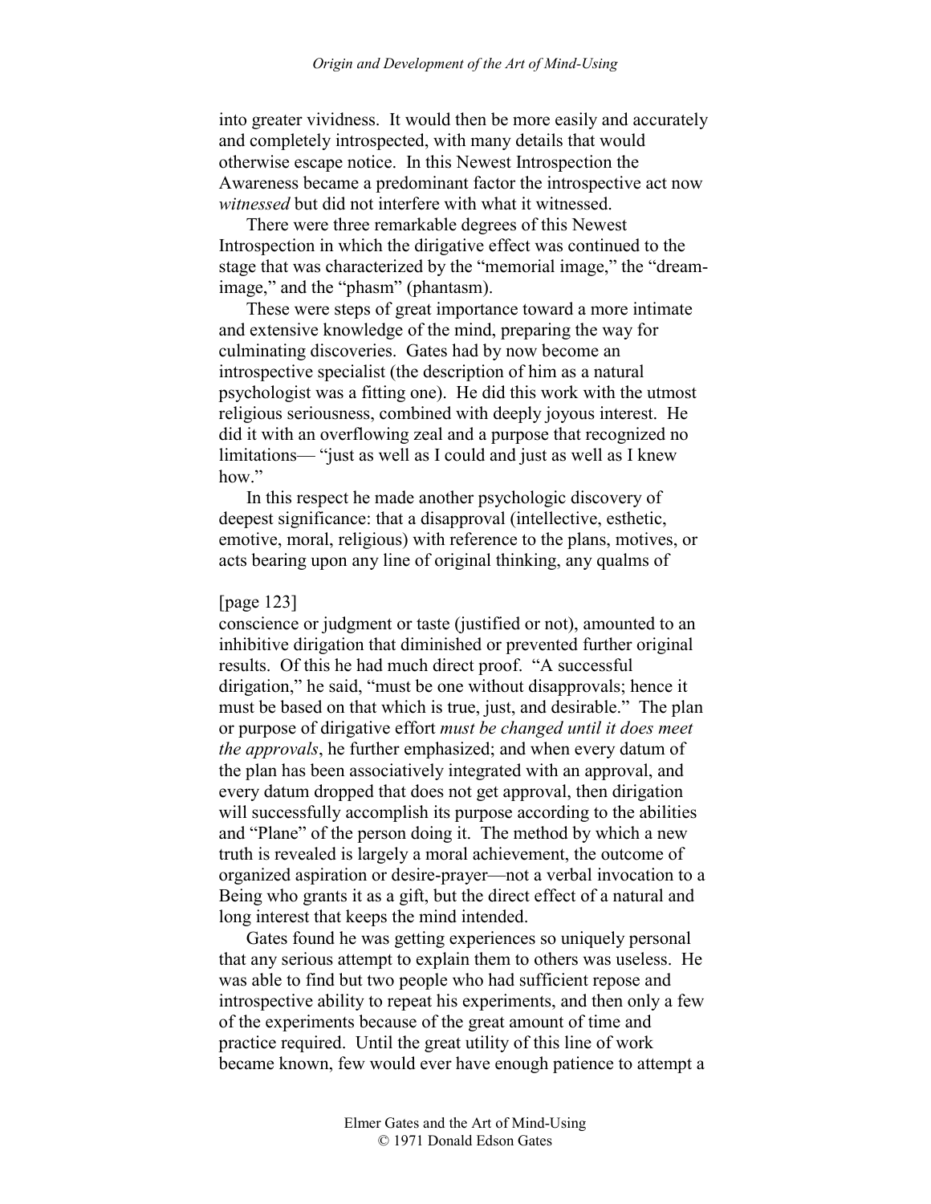into greater vividness. It would then be more easily and accurately and completely introspected, with many details that would otherwise escape notice. In this Newest Introspection the Awareness became a predominant factor the introspective act now *witnessed* but did not interfere with what it witnessed.

There were three remarkable degrees of this Newest Introspection in which the dirigative effect was continued to the stage that was characterized by the "memorial image," the "dream-image," and the "phasm" (phantasm).

These were steps of great importance toward a more intimate and extensive knowledge of the mind, preparing the way for culminating discoveries. Gates had by now become an introspective specialist (the description of him as a natural psychologist was a fitting one). He did this work with the utmost religious seriousness, combined with deeply joyous interest. He did it with an overflowing zeal and a purpose that recognized no limitations— "just as well as I could and just as well as I knew how."

In this respect he made another psychologic discovery of deepest significance: that a disapproval (intellective, esthetic, emotive, moral, religious) with reference to the plans, motives, or acts bearing upon any line of original thinking, any qualms of

[page 123]

conscience or judgment or taste (justified or not), amounted to an inhibitive dirigation that diminished or prevented further original results. Of this he had much direct proof. "A successful dirigation," he said, "must be one without disapprovals; hence it must be based on that which is true, just, and desirable." The plan or purpose of dirigative effort *must be changed until it does meet the approvals*, he further emphasized; and when every datum of the plan has been associatively integrated with an approval, and every datum dropped that does not get approval, then dirigation will successfully accomplish its purpose according to the abilities and "Plane" of the person doing it. The method by which a new truth is revealed is largely a moral achievement, the outcome of organized aspiration or desire-prayer—not a verbal invocation to a Being who grants it as a gift, but the direct effect of a natural and long interest that keeps the mind intended.

Gates found he was getting experiences so uniquely personal that any serious attempt to explain them to others was useless. He was able to find but two people who had sufficient repose and introspective ability to repeat his experiments, and then only a few of the experiments because of the great amount of time and practice required. Until the great utility of this line of work became known, few would ever have enough patience to attempt a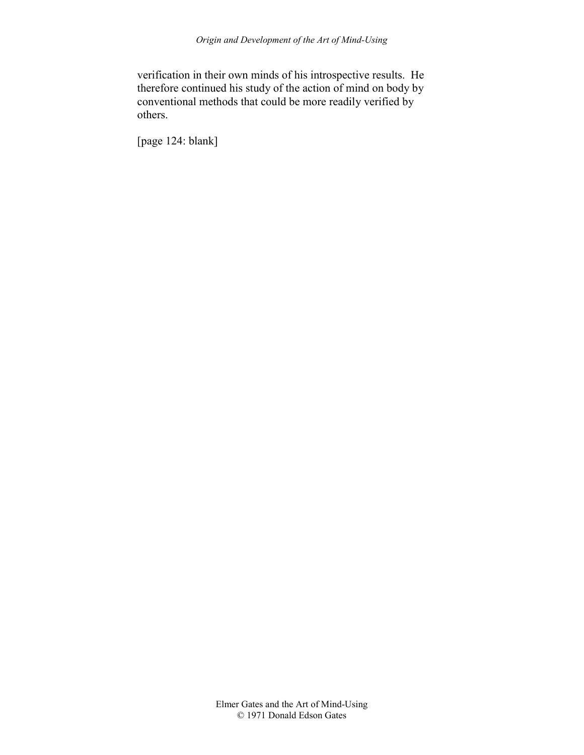verification in their own minds of his introspective results. He therefore continued his study of the action of mind on body by conventional methods that could be more readily verified by others.

[page 124: blank]